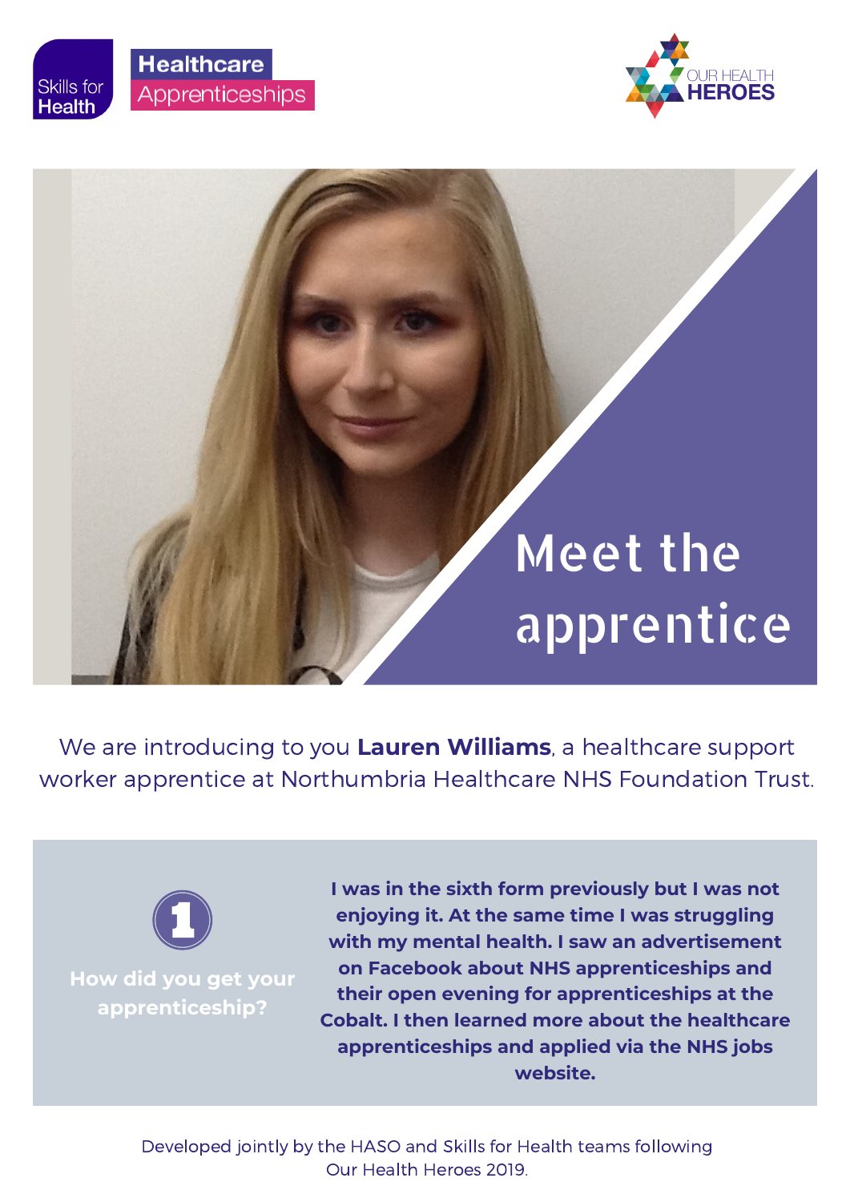Skills for Health

Healthcare Apprenticeships

OUR HEALTH HEROES

# Meet the apprentice

We are introducing to you **Lauren Williams**, a healthcare support worker apprentice at Northumbria Healthcare NHS Foundation Trust.

## 1 How did you get your apprenticeship?

**I was in the sixth form previously but I was not enjoying it. At the same time I was struggling with my mental health. I saw an advertisement on Facebook about NHS apprenticeships and their open evening for apprenticeships at the Cobalt. I then learned more about the healthcare apprenticeships and applied via the NHS jobs website.**

Developed jointly by the HASO and Skills for Health teams following Our Health Heroes 2019.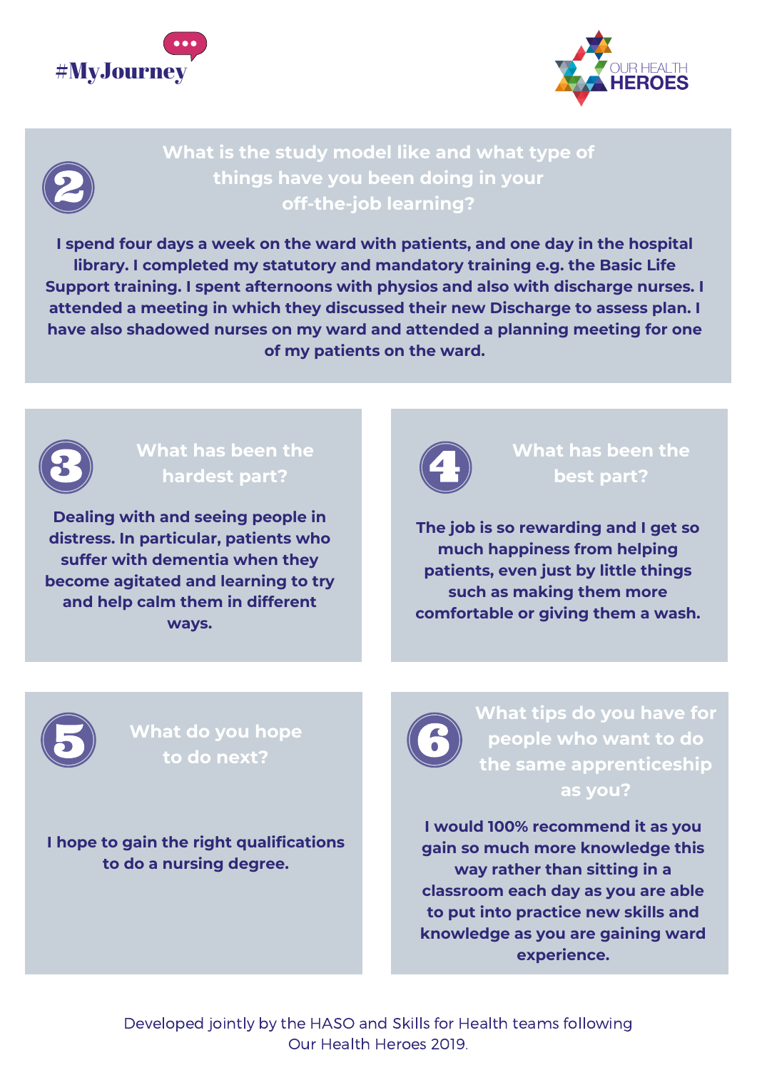#MyJourney

OUR HEALTH HEROES

## 2 What is the study model like and what type of things have you been doing in your off-the-job learning?

**I spend four days a week on the ward with patients, and one day in the hospital library. I completed my statutory and mandatory training e.g. the Basic Life Support training. I spent afternoons with physios and also with discharge nurses. I attended a meeting in which they discussed their new Discharge to assess plan. I have also shadowed nurses on my ward and attended a planning meeting for one of my patients on the ward.**

## 3 What has been the hardest part?

**Dealing with and seeing people in distress. In particular, patients who suffer with dementia when they become agitated and learning to try and help calm them in different ways.**

## 4 What has been the best part?

**The job is so rewarding and I get so much happiness from helping patients, even just by little things such as making them more comfortable or giving them a wash.**

## 5 What do you hope to do next?

**I hope to gain the right qualifications to do a nursing degree.**

## 6 What tips do you have for people who want to do the same apprenticeship as you?

**I would 100% recommend it as you gain so much more knowledge this way rather than sitting in a classroom each day as you are able to put into practice new skills and knowledge as you are gaining ward experience.**

Developed jointly by the HASO and Skills for Health teams following Our Health Heroes 2019.